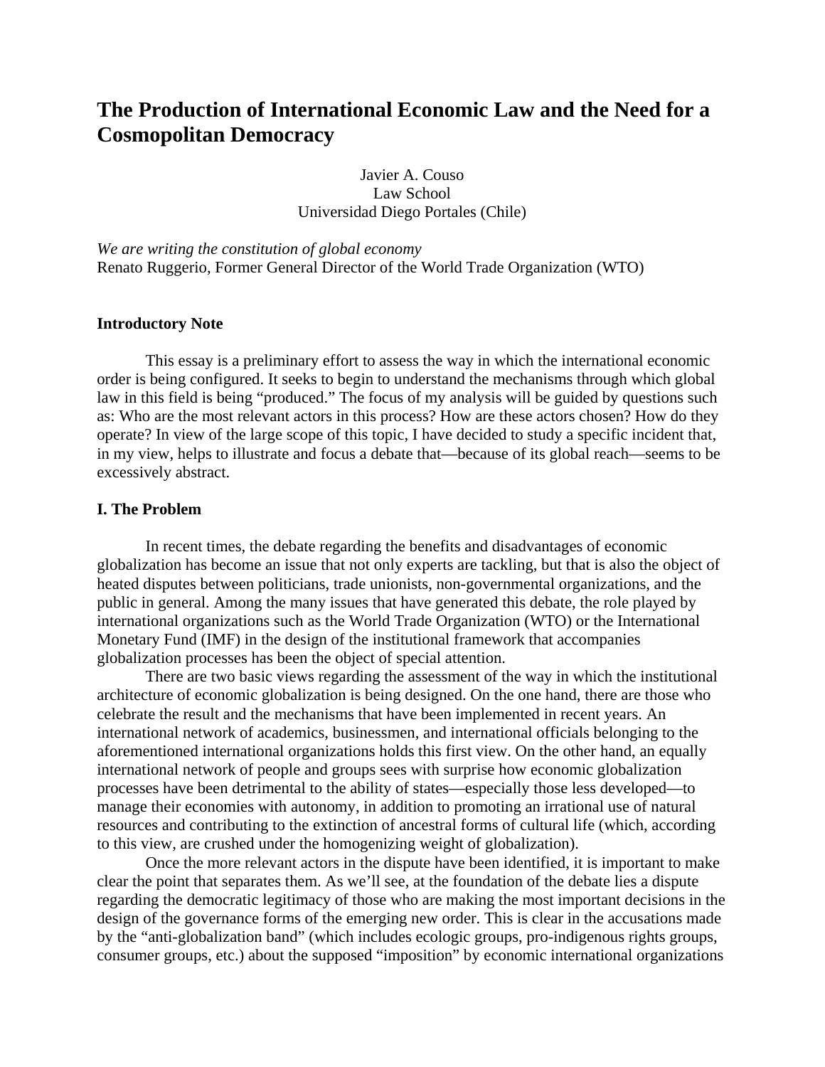# The Production of International Economic Law and the Need for a Cosmopolitan Democracy

Javier A. Couso  
Law School  
Universidad Diego Portales (Chile)

*We are writing the constitution of global economy*  
Renato Ruggerio, Former General Director of the World Trade Organization (WTO)

### Introductory Note

This essay is a preliminary effort to assess the way in which the international economic order is being configured. It seeks to begin to understand the mechanisms through which global law in this field is being "produced." The focus of my analysis will be guided by questions such as: Who are the most relevant actors in this process? How are these actors chosen? How do they operate? In view of the large scope of this topic, I have decided to study a specific incident that, in my view, helps to illustrate and focus a debate that—because of its global reach—seems to be excessively abstract.

### I. The Problem

In recent times, the debate regarding the benefits and disadvantages of economic globalization has become an issue that not only experts are tackling, but that is also the object of heated disputes between politicians, trade unionists, non-governmental organizations, and the public in general. Among the many issues that have generated this debate, the role played by international organizations such as the World Trade Organization (WTO) or the International Monetary Fund (IMF) in the design of the institutional framework that accompanies globalization processes has been the object of special attention.

There are two basic views regarding the assessment of the way in which the institutional architecture of economic globalization is being designed. On the one hand, there are those who celebrate the result and the mechanisms that have been implemented in recent years. An international network of academics, businessmen, and international officials belonging to the aforementioned international organizations holds this first view. On the other hand, an equally international network of people and groups sees with surprise how economic globalization processes have been detrimental to the ability of states—especially those less developed—to manage their economies with autonomy, in addition to promoting an irrational use of natural resources and contributing to the extinction of ancestral forms of cultural life (which, according to this view, are crushed under the homogenizing weight of globalization).

Once the more relevant actors in the dispute have been identified, it is important to make clear the point that separates them. As we'll see, at the foundation of the debate lies a dispute regarding the democratic legitimacy of those who are making the most important decisions in the design of the governance forms of the emerging new order. This is clear in the accusations made by the "anti-globalization band" (which includes ecologic groups, pro-indigenous rights groups, consumer groups, etc.) about the supposed "imposition" by economic international organizations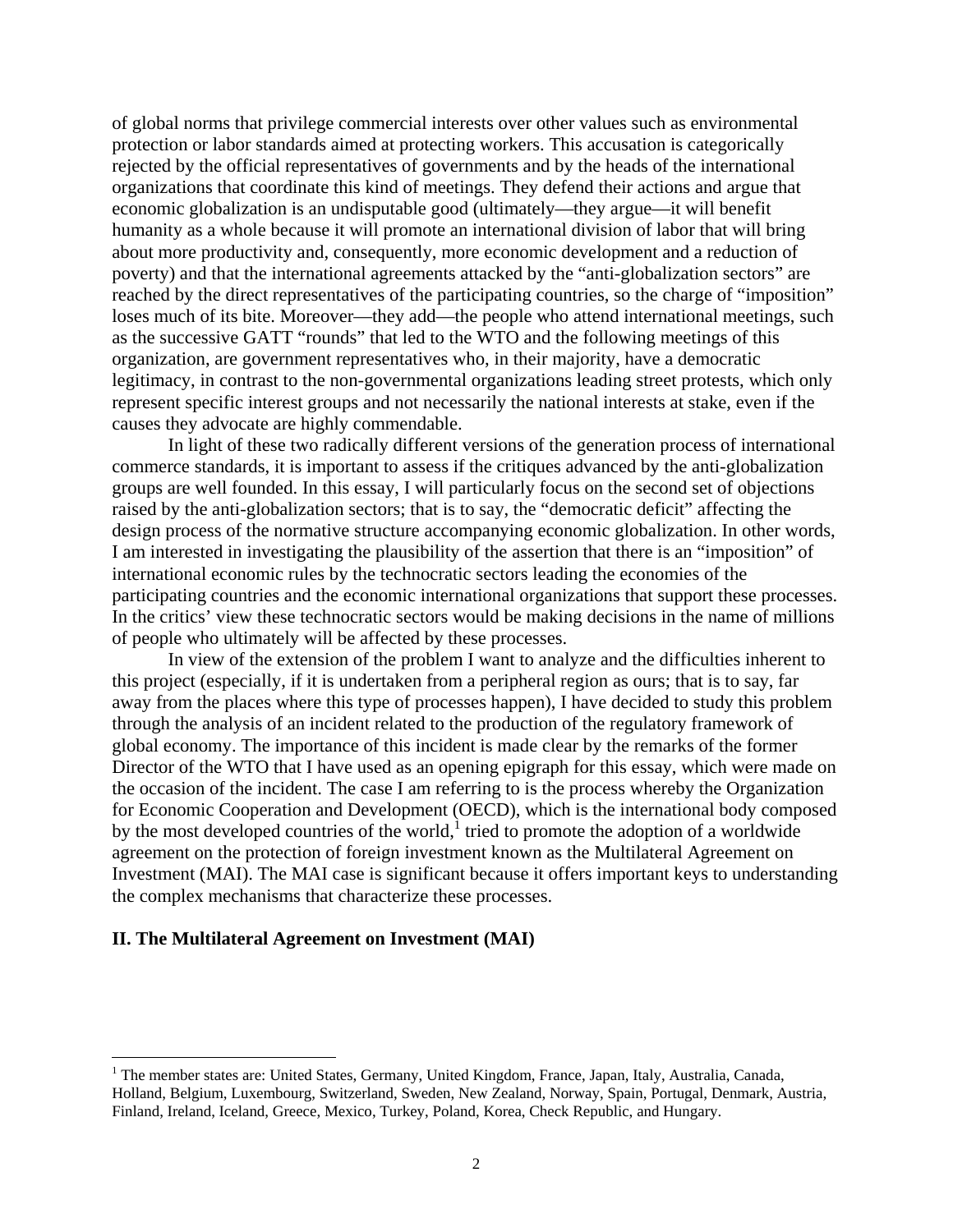of global norms that privilege commercial interests over other values such as environmental protection or labor standards aimed at protecting workers. This accusation is categorically rejected by the official representatives of governments and by the heads of the international organizations that coordinate this kind of meetings. They defend their actions and argue that economic globalization is an undisputable good (ultimately—they argue—it will benefit humanity as a whole because it will promote an international division of labor that will bring about more productivity and, consequently, more economic development and a reduction of poverty) and that the international agreements attacked by the "anti-globalization sectors" are reached by the direct representatives of the participating countries, so the charge of "imposition" loses much of its bite. Moreover—they add—the people who attend international meetings, such as the successive GATT "rounds" that led to the WTO and the following meetings of this organization, are government representatives who, in their majority, have a democratic legitimacy, in contrast to the non-governmental organizations leading street protests, which only represent specific interest groups and not necessarily the national interests at stake, even if the causes they advocate are highly commendable.

In light of these two radically different versions of the generation process of international commerce standards, it is important to assess if the critiques advanced by the anti-globalization groups are well founded. In this essay, I will particularly focus on the second set of objections raised by the anti-globalization sectors; that is to say, the "democratic deficit" affecting the design process of the normative structure accompanying economic globalization. In other words, I am interested in investigating the plausibility of the assertion that there is an "imposition" of international economic rules by the technocratic sectors leading the economies of the participating countries and the economic international organizations that support these processes. In the critics' view these technocratic sectors would be making decisions in the name of millions of people who ultimately will be affected by these processes.

In view of the extension of the problem I want to analyze and the difficulties inherent to this project (especially, if it is undertaken from a peripheral region as ours; that is to say, far away from the places where this type of processes happen), I have decided to study this problem through the analysis of an incident related to the production of the regulatory framework of global economy. The importance of this incident is made clear by the remarks of the former Director of the WTO that I have used as an opening epigraph for this essay, which were made on the occasion of the incident. The case I am referring to is the process whereby the Organization for Economic Cooperation and Development (OECD), which is the international body composed by the most developed countries of the world,[1] tried to promote the adoption of a worldwide agreement on the protection of foreign investment known as the Multilateral Agreement on Investment (MAI). The MAI case is significant because it offers important keys to understanding the complex mechanisms that characterize these processes.

## II. The Multilateral Agreement on Investment (MAI)

[1] The member states are: United States, Germany, United Kingdom, France, Japan, Italy, Australia, Canada, Holland, Belgium, Luxembourg, Switzerland, Sweden, New Zealand, Norway, Spain, Portugal, Denmark, Austria, Finland, Ireland, Iceland, Greece, Mexico, Turkey, Poland, Korea, Check Republic, and Hungary.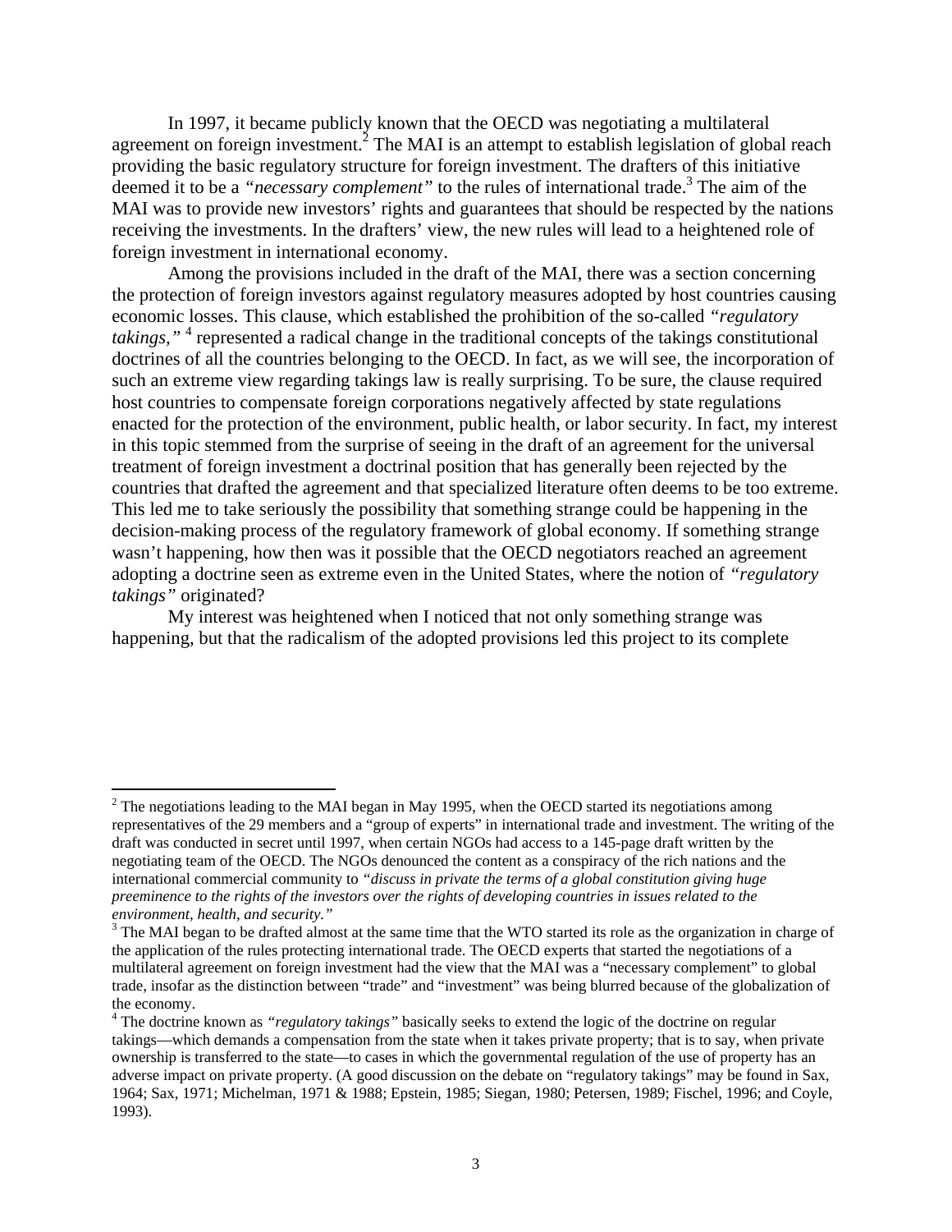In 1997, it became publicly known that the OECD was negotiating a multilateral agreement on foreign investment.[2] The MAI is an attempt to establish legislation of global reach providing the basic regulatory structure for foreign investment. The drafters of this initiative deemed it to be a *"necessary complement"* to the rules of international trade.[3] The aim of the MAI was to provide new investors' rights and guarantees that should be respected by the nations receiving the investments. In the drafters' view, the new rules will lead to a heightened role of foreign investment in international economy.

Among the provisions included in the draft of the MAI, there was a section concerning the protection of foreign investors against regulatory measures adopted by host countries causing economic losses. This clause, which established the prohibition of the so-called *"regulatory takings,"* [4] represented a radical change in the traditional concepts of the takings constitutional doctrines of all the countries belonging to the OECD. In fact, as we will see, the incorporation of such an extreme view regarding takings law is really surprising. To be sure, the clause required host countries to compensate foreign corporations negatively affected by state regulations enacted for the protection of the environment, public health, or labor security. In fact, my interest in this topic stemmed from the surprise of seeing in the draft of an agreement for the universal treatment of foreign investment a doctrinal position that has generally been rejected by the countries that drafted the agreement and that specialized literature often deems to be too extreme. This led me to take seriously the possibility that something strange could be happening in the decision-making process of the regulatory framework of global economy. If something strange wasn't happening, how then was it possible that the OECD negotiators reached an agreement adopting a doctrine seen as extreme even in the United States, where the notion of *"regulatory takings"* originated?

My interest was heightened when I noticed that not only something strange was happening, but that the radicalism of the adopted provisions led this project to its complete

---

[2] The negotiations leading to the MAI began in May 1995, when the OECD started its negotiations among representatives of the 29 members and a "group of experts" in international trade and investment. The writing of the draft was conducted in secret until 1997, when certain NGOs had access to a 145-page draft written by the negotiating team of the OECD. The NGOs denounced the content as a conspiracy of the rich nations and the international commercial community to *"discuss in private the terms of a global constitution giving huge preeminence to the rights of the investors over the rights of developing countries in issues related to the environment, health, and security."*

[3] The MAI began to be drafted almost at the same time that the WTO started its role as the organization in charge of the application of the rules protecting international trade. The OECD experts that started the negotiations of a multilateral agreement on foreign investment had the view that the MAI was a "necessary complement" to global trade, insofar as the distinction between "trade" and "investment" was being blurred because of the globalization of the economy.

[4] The doctrine known as *"regulatory takings"* basically seeks to extend the logic of the doctrine on regular takings—which demands a compensation from the state when it takes private property; that is to say, when private ownership is transferred to the state—to cases in which the governmental regulation of the use of property has an adverse impact on private property. (A good discussion on the debate on "regulatory takings" may be found in Sax, 1964; Sax, 1971; Michelman, 1971 & 1988; Epstein, 1985; Siegan, 1980; Petersen, 1989; Fischel, 1996; and Coyle, 1993).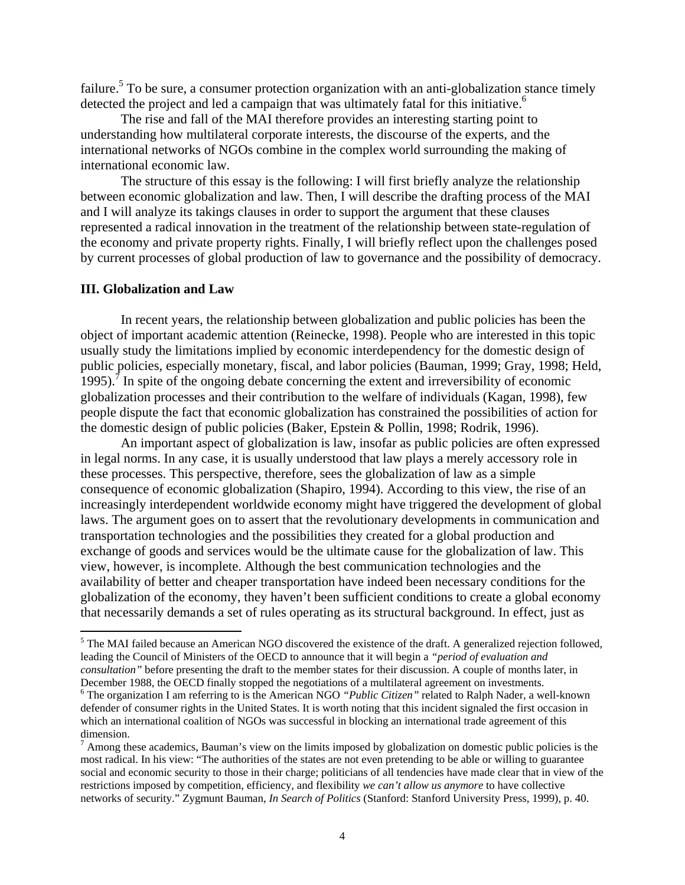failure.[5] To be sure, a consumer protection organization with an anti-globalization stance timely detected the project and led a campaign that was ultimately fatal for this initiative.[6]

The rise and fall of the MAI therefore provides an interesting starting point to understanding how multilateral corporate interests, the discourse of the experts, and the international networks of NGOs combine in the complex world surrounding the making of international economic law.

The structure of this essay is the following: I will first briefly analyze the relationship between economic globalization and law. Then, I will describe the drafting process of the MAI and I will analyze its takings clauses in order to support the argument that these clauses represented a radical innovation in the treatment of the relationship between state-regulation of the economy and private property rights. Finally, I will briefly reflect upon the challenges posed by current processes of global production of law to governance and the possibility of democracy.

## III. Globalization and Law

In recent years, the relationship between globalization and public policies has been the object of important academic attention (Reinecke, 1998). People who are interested in this topic usually study the limitations implied by economic interdependency for the domestic design of public policies, especially monetary, fiscal, and labor policies (Bauman, 1999; Gray, 1998; Held, 1995).[7] In spite of the ongoing debate concerning the extent and irreversibility of economic globalization processes and their contribution to the welfare of individuals (Kagan, 1998), few people dispute the fact that economic globalization has constrained the possibilities of action for the domestic design of public policies (Baker, Epstein & Pollin, 1998; Rodrik, 1996).

An important aspect of globalization is law, insofar as public policies are often expressed in legal norms. In any case, it is usually understood that law plays a merely accessory role in these processes. This perspective, therefore, sees the globalization of law as a simple consequence of economic globalization (Shapiro, 1994). According to this view, the rise of an increasingly interdependent worldwide economy might have triggered the development of global laws. The argument goes on to assert that the revolutionary developments in communication and transportation technologies and the possibilities they created for a global production and exchange of goods and services would be the ultimate cause for the globalization of law. This view, however, is incomplete. Although the best communication technologies and the availability of better and cheaper transportation have indeed been necessary conditions for the globalization of the economy, they haven't been sufficient conditions to create a global economy that necessarily demands a set of rules operating as its structural background. In effect, just as

---

[5] The MAI failed because an American NGO discovered the existence of the draft. A generalized rejection followed, leading the Council of Ministers of the OECD to announce that it will begin a *"period of evaluation and consultation"* before presenting the draft to the member states for their discussion. A couple of months later, in December 1988, the OECD finally stopped the negotiations of a multilateral agreement on investments.

[6] The organization I am referring to is the American NGO *"Public Citizen"* related to Ralph Nader, a well-known defender of consumer rights in the United States. It is worth noting that this incident signaled the first occasion in which an international coalition of NGOs was successful in blocking an international trade agreement of this dimension.

[7] Among these academics, Bauman's view on the limits imposed by globalization on domestic public policies is the most radical. In his view: "The authorities of the states are not even pretending to be able or willing to guarantee social and economic security to those in their charge; politicians of all tendencies have made clear that in view of the restrictions imposed by competition, efficiency, and flexibility *we can't allow us anymore* to have collective networks of security." Zygmunt Bauman, *In Search of Politics* (Stanford: Stanford University Press, 1999), p. 40.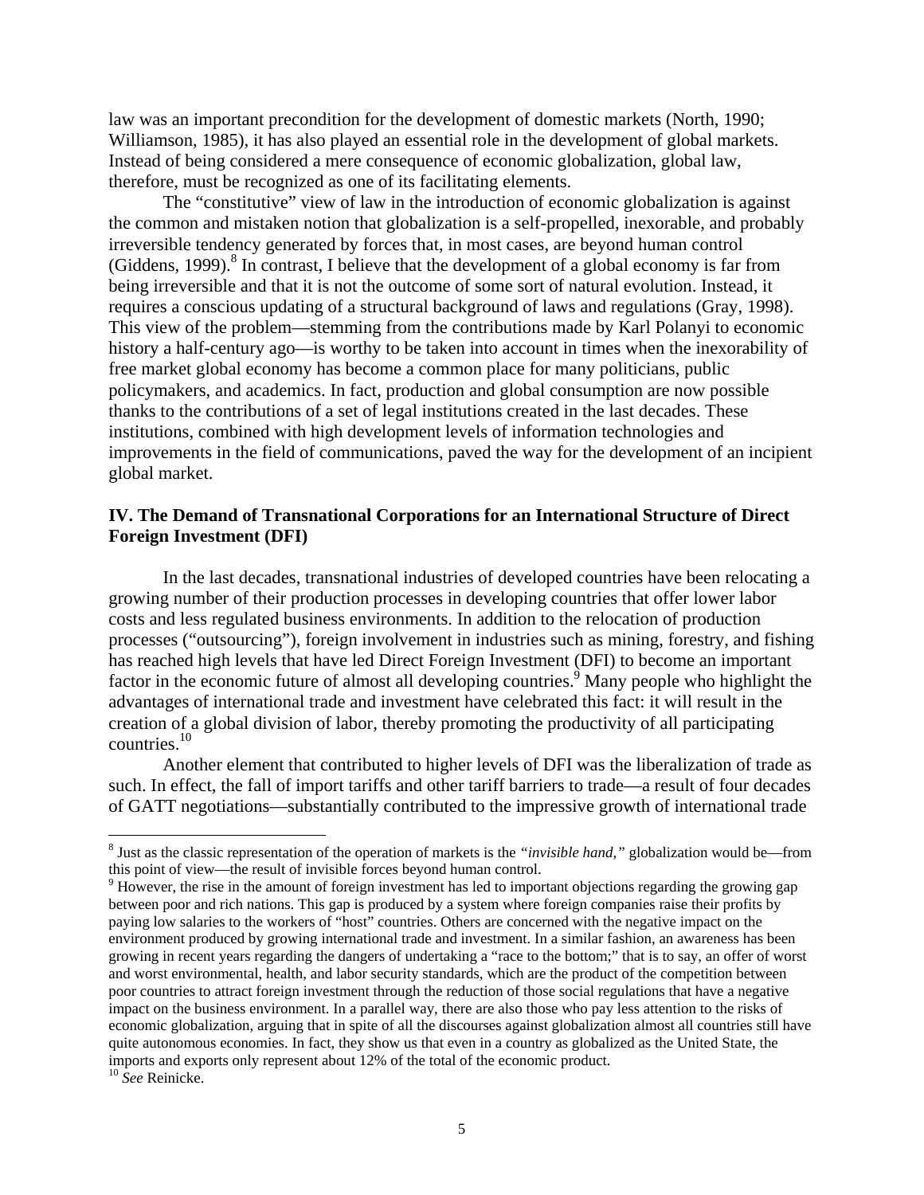law was an important precondition for the development of domestic markets (North, 1990; Williamson, 1985), it has also played an essential role in the development of global markets. Instead of being considered a mere consequence of economic globalization, global law, therefore, must be recognized as one of its facilitating elements.

The "constitutive" view of law in the introduction of economic globalization is against the common and mistaken notion that globalization is a self-propelled, inexorable, and probably irreversible tendency generated by forces that, in most cases, are beyond human control (Giddens, 1999).[8] In contrast, I believe that the development of a global economy is far from being irreversible and that it is not the outcome of some sort of natural evolution. Instead, it requires a conscious updating of a structural background of laws and regulations (Gray, 1998). This view of the problem—stemming from the contributions made by Karl Polanyi to economic history a half-century ago—is worthy to be taken into account in times when the inexorability of free market global economy has become a common place for many politicians, public policymakers, and academics. In fact, production and global consumption are now possible thanks to the contributions of a set of legal institutions created in the last decades. These institutions, combined with high development levels of information technologies and improvements in the field of communications, paved the way for the development of an incipient global market.

## IV. The Demand of Transnational Corporations for an International Structure of Direct Foreign Investment (DFI)

In the last decades, transnational industries of developed countries have been relocating a growing number of their production processes in developing countries that offer lower labor costs and less regulated business environments. In addition to the relocation of production processes ("outsourcing"), foreign involvement in industries such as mining, forestry, and fishing has reached high levels that have led Direct Foreign Investment (DFI) to become an important factor in the economic future of almost all developing countries.[9] Many people who highlight the advantages of international trade and investment have celebrated this fact: it will result in the creation of a global division of labor, thereby promoting the productivity of all participating countries.[10]

Another element that contributed to higher levels of DFI was the liberalization of trade as such. In effect, the fall of import tariffs and other tariff barriers to trade—a result of four decades of GATT negotiations—substantially contributed to the impressive growth of international trade

---

[8] Just as the classic representation of the operation of markets is the *"invisible hand,"* globalization would be—from this point of view—the result of invisible forces beyond human control.

[9] However, the rise in the amount of foreign investment has led to important objections regarding the growing gap between poor and rich nations. This gap is produced by a system where foreign companies raise their profits by paying low salaries to the workers of "host" countries. Others are concerned with the negative impact on the environment produced by growing international trade and investment. In a similar fashion, an awareness has been growing in recent years regarding the dangers of undertaking a "race to the bottom;" that is to say, an offer of worst and worst environmental, health, and labor security standards, which are the product of the competition between poor countries to attract foreign investment through the reduction of those social regulations that have a negative impact on the business environment. In a parallel way, there are also those who pay less attention to the risks of economic globalization, arguing that in spite of all the discourses against globalization almost all countries still have quite autonomous economies. In fact, they show us that even in a country as globalized as the United State, the imports and exports only represent about 12% of the total of the economic product.

[10] *See* Reinicke.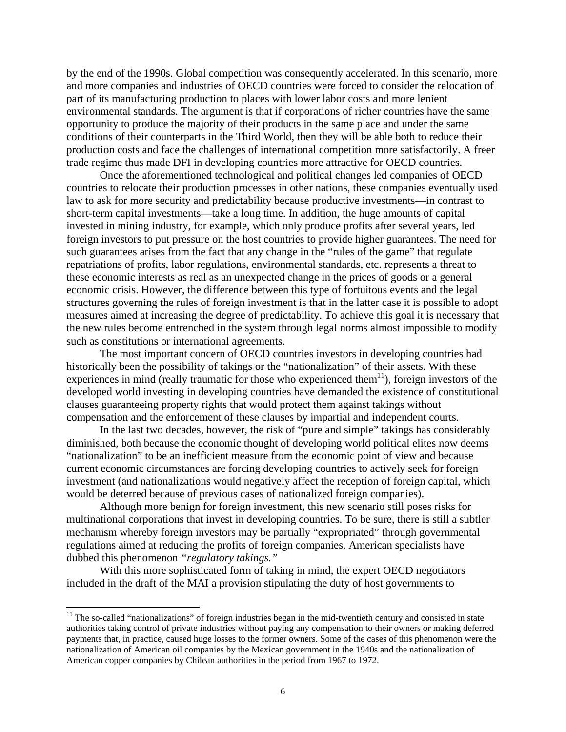by the end of the 1990s. Global competition was consequently accelerated. In this scenario, more and more companies and industries of OECD countries were forced to consider the relocation of part of its manufacturing production to places with lower labor costs and more lenient environmental standards. The argument is that if corporations of richer countries have the same opportunity to produce the majority of their products in the same place and under the same conditions of their counterparts in the Third World, then they will be able both to reduce their production costs and face the challenges of international competition more satisfactorily. A freer trade regime thus made DFI in developing countries more attractive for OECD countries.

Once the aforementioned technological and political changes led companies of OECD countries to relocate their production processes in other nations, these companies eventually used law to ask for more security and predictability because productive investments—in contrast to short-term capital investments—take a long time. In addition, the huge amounts of capital invested in mining industry, for example, which only produce profits after several years, led foreign investors to put pressure on the host countries to provide higher guarantees. The need for such guarantees arises from the fact that any change in the "rules of the game" that regulate repatriations of profits, labor regulations, environmental standards, etc. represents a threat to these economic interests as real as an unexpected change in the prices of goods or a general economic crisis. However, the difference between this type of fortuitous events and the legal structures governing the rules of foreign investment is that in the latter case it is possible to adopt measures aimed at increasing the degree of predictability. To achieve this goal it is necessary that the new rules become entrenched in the system through legal norms almost impossible to modify such as constitutions or international agreements.

The most important concern of OECD countries investors in developing countries had historically been the possibility of takings or the "nationalization" of their assets. With these experiences in mind (really traumatic for those who experienced them[11]), foreign investors of the developed world investing in developing countries have demanded the existence of constitutional clauses guaranteeing property rights that would protect them against takings without compensation and the enforcement of these clauses by impartial and independent courts.

In the last two decades, however, the risk of "pure and simple" takings has considerably diminished, both because the economic thought of developing world political elites now deems "nationalization" to be an inefficient measure from the economic point of view and because current economic circumstances are forcing developing countries to actively seek for foreign investment (and nationalizations would negatively affect the reception of foreign capital, which would be deterred because of previous cases of nationalized foreign companies).

Although more benign for foreign investment, this new scenario still poses risks for multinational corporations that invest in developing countries. To be sure, there is still a subtler mechanism whereby foreign investors may be partially "expropriated" through governmental regulations aimed at reducing the profits of foreign companies. American specialists have dubbed this phenomenon *"regulatory takings."*

With this more sophisticated form of taking in mind, the expert OECD negotiators included in the draft of the MAI a provision stipulating the duty of host governments to

[11] The so-called "nationalizations" of foreign industries began in the mid-twentieth century and consisted in state authorities taking control of private industries without paying any compensation to their owners or making deferred payments that, in practice, caused huge losses to the former owners. Some of the cases of this phenomenon were the nationalization of American oil companies by the Mexican government in the 1940s and the nationalization of American copper companies by Chilean authorities in the period from 1967 to 1972.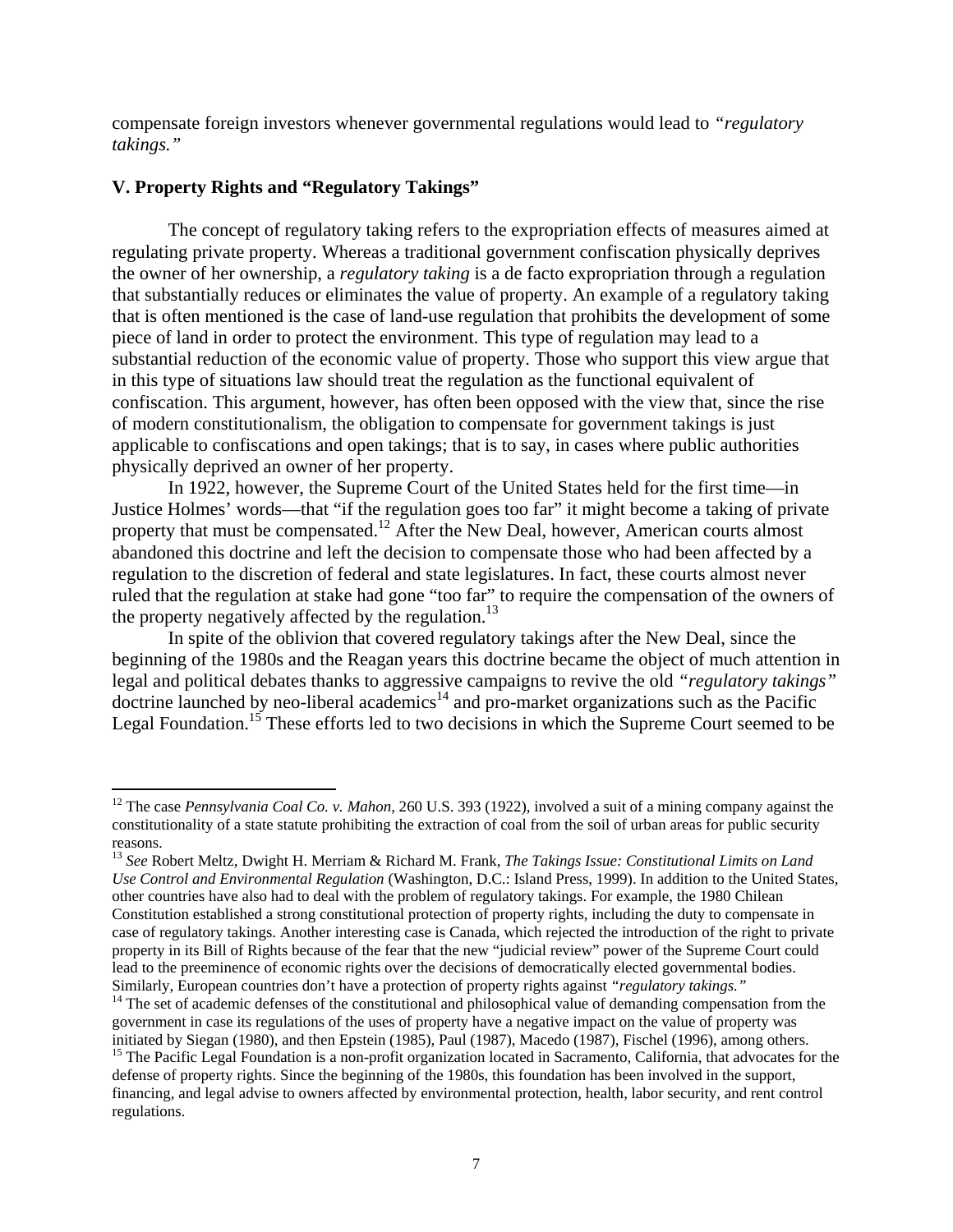compensate foreign investors whenever governmental regulations would lead to *"regulatory takings."*

## V. Property Rights and "Regulatory Takings"

The concept of regulatory taking refers to the expropriation effects of measures aimed at regulating private property. Whereas a traditional government confiscation physically deprives the owner of her ownership, a *regulatory taking* is a de facto expropriation through a regulation that substantially reduces or eliminates the value of property. An example of a regulatory taking that is often mentioned is the case of land-use regulation that prohibits the development of some piece of land in order to protect the environment. This type of regulation may lead to a substantial reduction of the economic value of property. Those who support this view argue that in this type of situations law should treat the regulation as the functional equivalent of confiscation. This argument, however, has often been opposed with the view that, since the rise of modern constitutionalism, the obligation to compensate for government takings is just applicable to confiscations and open takings; that is to say, in cases where public authorities physically deprived an owner of her property.

In 1922, however, the Supreme Court of the United States held for the first time—in Justice Holmes' words—that "if the regulation goes too far" it might become a taking of private property that must be compensated.[12] After the New Deal, however, American courts almost abandoned this doctrine and left the decision to compensate those who had been affected by a regulation to the discretion of federal and state legislatures. In fact, these courts almost never ruled that the regulation at stake had gone "too far" to require the compensation of the owners of the property negatively affected by the regulation.[13]

In spite of the oblivion that covered regulatory takings after the New Deal, since the beginning of the 1980s and the Reagan years this doctrine became the object of much attention in legal and political debates thanks to aggressive campaigns to revive the old *"regulatory takings"* doctrine launched by neo-liberal academics[14] and pro-market organizations such as the Pacific Legal Foundation.[15] These efforts led to two decisions in which the Supreme Court seemed to be

---

[12] The case *Pennsylvania Coal Co. v. Mahon*, 260 U.S. 393 (1922), involved a suit of a mining company against the constitutionality of a state statute prohibiting the extraction of coal from the soil of urban areas for public security reasons.

[13] *See* Robert Meltz, Dwight H. Merriam & Richard M. Frank, *The Takings Issue: Constitutional Limits on Land Use Control and Environmental Regulation* (Washington, D.C.: Island Press, 1999). In addition to the United States, other countries have also had to deal with the problem of regulatory takings. For example, the 1980 Chilean Constitution established a strong constitutional protection of property rights, including the duty to compensate in case of regulatory takings. Another interesting case is Canada, which rejected the introduction of the right to private property in its Bill of Rights because of the fear that the new "judicial review" power of the Supreme Court could lead to the preeminence of economic rights over the decisions of democratically elected governmental bodies. Similarly, European countries don't have a protection of property rights against *"regulatory takings."*

[14] The set of academic defenses of the constitutional and philosophical value of demanding compensation from the government in case its regulations of the uses of property have a negative impact on the value of property was initiated by Siegan (1980), and then Epstein (1985), Paul (1987), Macedo (1987), Fischel (1996), among others.

[15] The Pacific Legal Foundation is a non-profit organization located in Sacramento, California, that advocates for the defense of property rights. Since the beginning of the 1980s, this foundation has been involved in the support, financing, and legal advise to owners affected by environmental protection, health, labor security, and rent control regulations.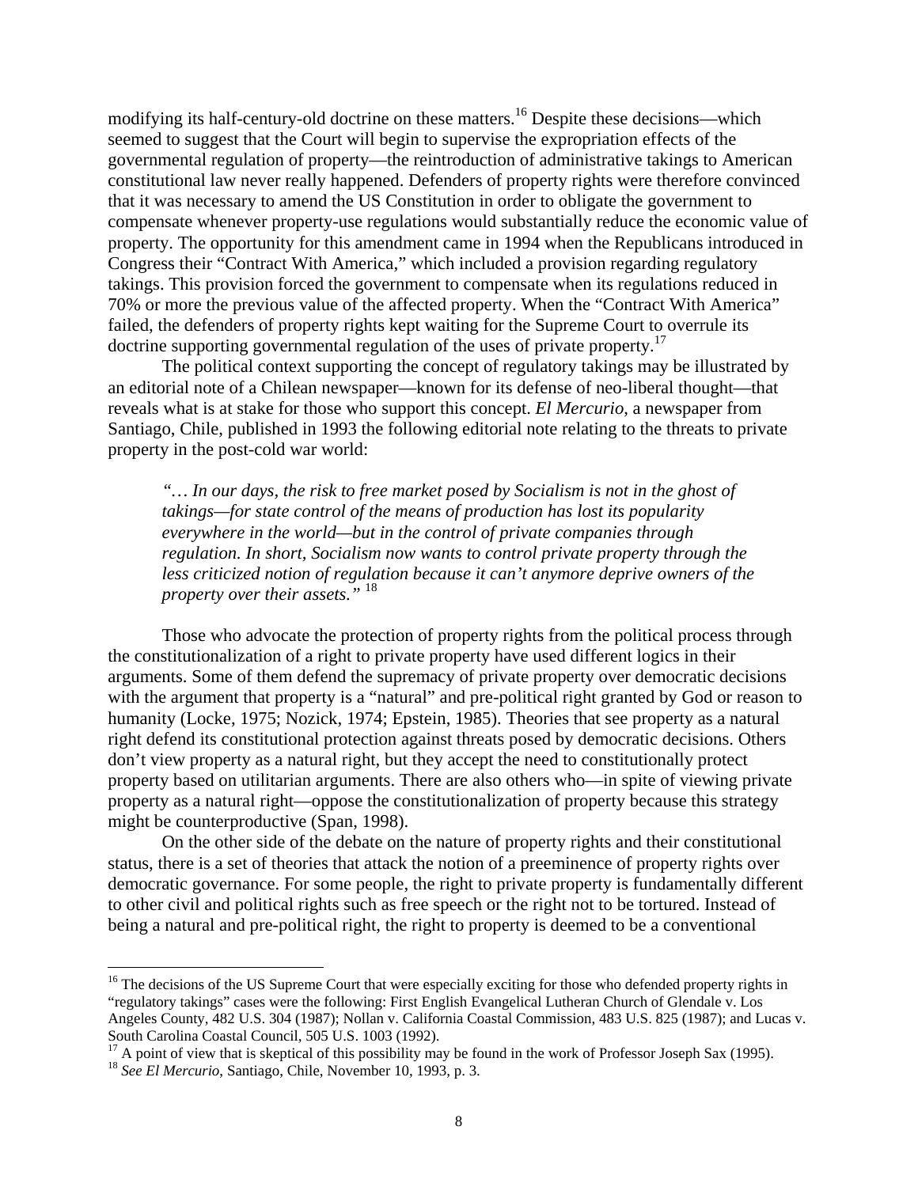modifying its half-century-old doctrine on these matters.[16] Despite these decisions—which seemed to suggest that the Court will begin to supervise the expropriation effects of the governmental regulation of property—the reintroduction of administrative takings to American constitutional law never really happened. Defenders of property rights were therefore convinced that it was necessary to amend the US Constitution in order to obligate the government to compensate whenever property-use regulations would substantially reduce the economic value of property. The opportunity for this amendment came in 1994 when the Republicans introduced in Congress their "Contract With America," which included a provision regarding regulatory takings. This provision forced the government to compensate when its regulations reduced in 70% or more the previous value of the affected property. When the "Contract With America" failed, the defenders of property rights kept waiting for the Supreme Court to overrule its doctrine supporting governmental regulation of the uses of private property.[17]

The political context supporting the concept of regulatory takings may be illustrated by an editorial note of a Chilean newspaper—known for its defense of neo-liberal thought—that reveals what is at stake for those who support this concept. *El Mercurio*, a newspaper from Santiago, Chile, published in 1993 the following editorial note relating to the threats to private property in the post-cold war world:

> *"… In our days, the risk to free market posed by Socialism is not in the ghost of takings—for state control of the means of production has lost its popularity everywhere in the world—but in the control of private companies through regulation. In short, Socialism now wants to control private property through the less criticized notion of regulation because it can't anymore deprive owners of the property over their assets."* [18]

Those who advocate the protection of property rights from the political process through the constitutionalization of a right to private property have used different logics in their arguments. Some of them defend the supremacy of private property over democratic decisions with the argument that property is a "natural" and pre-political right granted by God or reason to humanity (Locke, 1975; Nozick, 1974; Epstein, 1985). Theories that see property as a natural right defend its constitutional protection against threats posed by democratic decisions. Others don't view property as a natural right, but they accept the need to constitutionally protect property based on utilitarian arguments. There are also others who—in spite of viewing private property as a natural right—oppose the constitutionalization of property because this strategy might be counterproductive (Span, 1998).

On the other side of the debate on the nature of property rights and their constitutional status, there is a set of theories that attack the notion of a preeminence of property rights over democratic governance. For some people, the right to private property is fundamentally different to other civil and political rights such as free speech or the right not to be tortured. Instead of being a natural and pre-political right, the right to property is deemed to be a conventional

---

[16] The decisions of the US Supreme Court that were especially exciting for those who defended property rights in "regulatory takings" cases were the following: First English Evangelical Lutheran Church of Glendale v. Los Angeles County, 482 U.S. 304 (1987); Nollan v. California Coastal Commission, 483 U.S. 825 (1987); and Lucas v. South Carolina Coastal Council, 505 U.S. 1003 (1992).

[17] A point of view that is skeptical of this possibility may be found in the work of Professor Joseph Sax (1995).

[18] *See El Mercurio*, Santiago, Chile, November 10, 1993, p. 3.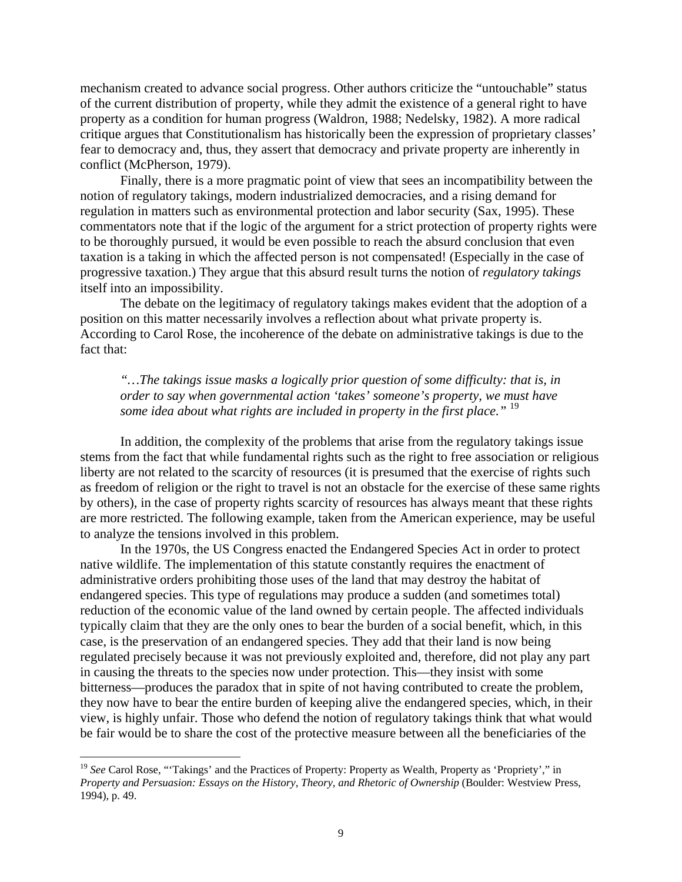mechanism created to advance social progress. Other authors criticize the "untouchable" status of the current distribution of property, while they admit the existence of a general right to have property as a condition for human progress (Waldron, 1988; Nedelsky, 1982). A more radical critique argues that Constitutionalism has historically been the expression of proprietary classes' fear to democracy and, thus, they assert that democracy and private property are inherently in conflict (McPherson, 1979).

Finally, there is a more pragmatic point of view that sees an incompatibility between the notion of regulatory takings, modern industrialized democracies, and a rising demand for regulation in matters such as environmental protection and labor security (Sax, 1995). These commentators note that if the logic of the argument for a strict protection of property rights were to be thoroughly pursued, it would be even possible to reach the absurd conclusion that even taxation is a taking in which the affected person is not compensated! (Especially in the case of progressive taxation.) They argue that this absurd result turns the notion of *regulatory takings* itself into an impossibility.

The debate on the legitimacy of regulatory takings makes evident that the adoption of a position on this matter necessarily involves a reflection about what private property is. According to Carol Rose, the incoherence of the debate on administrative takings is due to the fact that:

> *"…The takings issue masks a logically prior question of some difficulty: that is, in order to say when governmental action 'takes' someone's property, we must have some idea about what rights are included in property in the first place."* [19]

In addition, the complexity of the problems that arise from the regulatory takings issue stems from the fact that while fundamental rights such as the right to free association or religious liberty are not related to the scarcity of resources (it is presumed that the exercise of rights such as freedom of religion or the right to travel is not an obstacle for the exercise of these same rights by others), in the case of property rights scarcity of resources has always meant that these rights are more restricted. The following example, taken from the American experience, may be useful to analyze the tensions involved in this problem.

In the 1970s, the US Congress enacted the Endangered Species Act in order to protect native wildlife. The implementation of this statute constantly requires the enactment of administrative orders prohibiting those uses of the land that may destroy the habitat of endangered species. This type of regulations may produce a sudden (and sometimes total) reduction of the economic value of the land owned by certain people. The affected individuals typically claim that they are the only ones to bear the burden of a social benefit, which, in this case, is the preservation of an endangered species. They add that their land is now being regulated precisely because it was not previously exploited and, therefore, did not play any part in causing the threats to the species now under protection. This—they insist with some bitterness—produces the paradox that in spite of not having contributed to create the problem, they now have to bear the entire burden of keeping alive the endangered species, which, in their view, is highly unfair. Those who defend the notion of regulatory takings think that what would be fair would be to share the cost of the protective measure between all the beneficiaries of the

---

[19] *See* Carol Rose, "'Takings' and the Practices of Property: Property as Wealth, Property as 'Propriety'," in *Property and Persuasion: Essays on the History, Theory, and Rhetoric of Ownership* (Boulder: Westview Press, 1994), p. 49.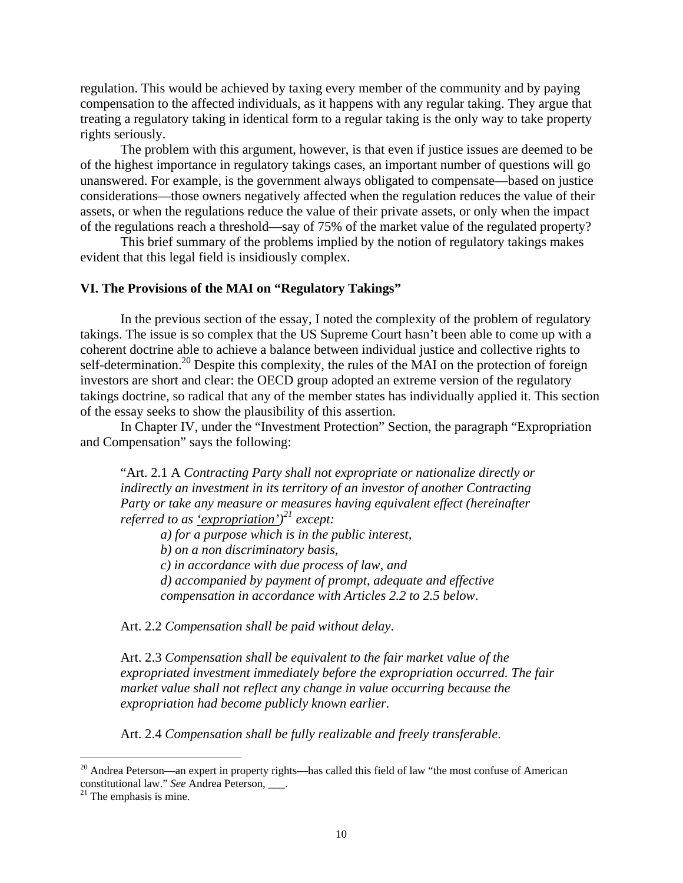regulation. This would be achieved by taxing every member of the community and by paying compensation to the affected individuals, as it happens with any regular taking. They argue that treating a regulatory taking in identical form to a regular taking is the only way to take property rights seriously.

The problem with this argument, however, is that even if justice issues are deemed to be of the highest importance in regulatory takings cases, an important number of questions will go unanswered. For example, is the government always obligated to compensate—based on justice considerations—those owners negatively affected when the regulation reduces the value of their assets, or when the regulations reduce the value of their private assets, or only when the impact of the regulations reach a threshold—say of 75% of the market value of the regulated property?

This brief summary of the problems implied by the notion of regulatory takings makes evident that this legal field is insidiously complex.

## VI. The Provisions of the MAI on "Regulatory Takings"

In the previous section of the essay, I noted the complexity of the problem of regulatory takings. The issue is so complex that the US Supreme Court hasn't been able to come up with a coherent doctrine able to achieve a balance between individual justice and collective rights to self-determination.[20] Despite this complexity, the rules of the MAI on the protection of foreign investors are short and clear: the OECD group adopted an extreme version of the regulatory takings doctrine, so radical that any of the member states has individually applied it. This section of the essay seeks to show the plausibility of this assertion.

In Chapter IV, under the "Investment Protection" Section, the paragraph "Expropriation and Compensation" says the following:

> "Art. 2.1 A *Contracting Party shall not expropriate or nationalize directly or indirectly an investment in its territory of an investor of another Contracting Party or take any measure or measures having equivalent effect (hereinafter referred to as <u>'expropriation'</u>)*[21] *except:*
>
> *a) for a purpose which is in the public interest,*
> *b) on a non discriminatory basis,*
> *c) in accordance with due process of law, and*
> *d) accompanied by payment of prompt, adequate and effective compensation in accordance with Articles 2.2 to 2.5 below*.
>
> Art. 2.2 *Compensation shall be paid without delay*.
>
> Art. 2.3 *Compensation shall be equivalent to the fair market value of the expropriated investment immediately before the expropriation occurred. The fair market value shall not reflect any change in value occurring because the expropriation had become publicly known earlier.*
>
> Art. 2.4 *Compensation shall be fully realizable and freely transferable*.

---

[20] Andrea Peterson—an expert in property rights—has called this field of law "the most confuse of American constitutional law." *See* Andrea Peterson, \_\_\_.

[21] The emphasis is mine.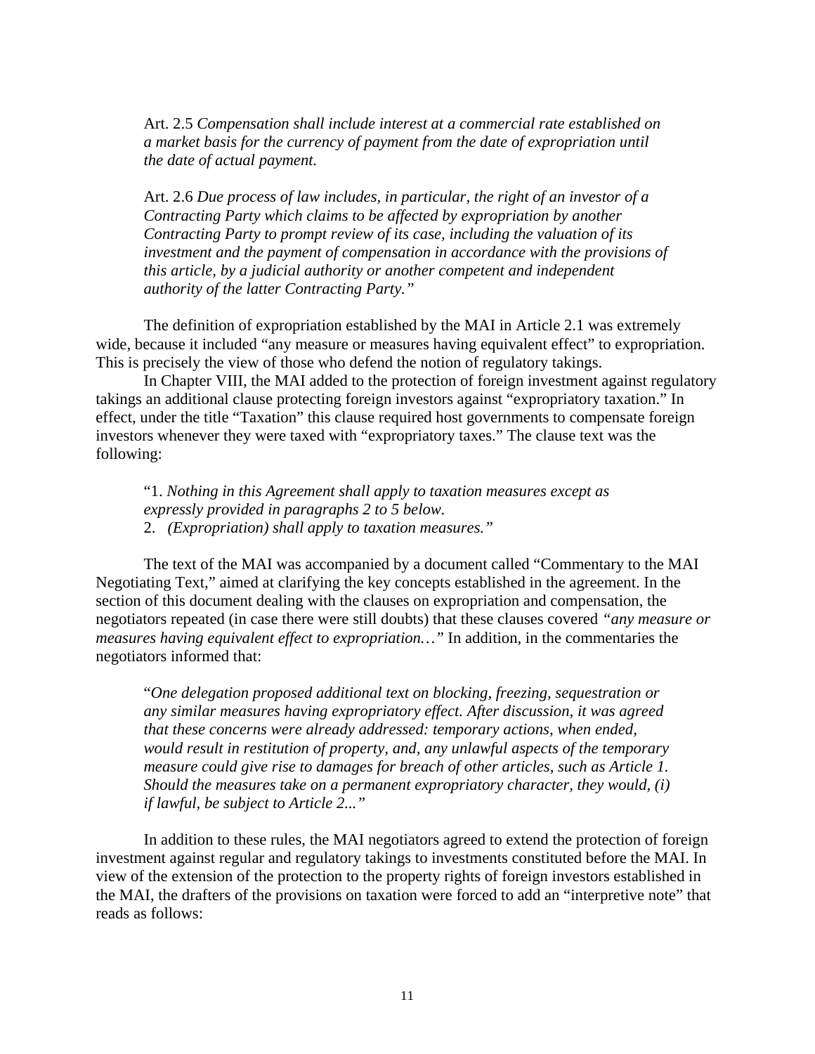> Art. 2.5 *Compensation shall include interest at a commercial rate established on a market basis for the currency of payment from the date of expropriation until the date of actual payment.*
>
> Art. 2.6 *Due process of law includes, in particular, the right of an investor of a Contracting Party which claims to be affected by expropriation by another Contracting Party to prompt review of its case, including the valuation of its investment and the payment of compensation in accordance with the provisions of this article, by a judicial authority or another competent and independent authority of the latter Contracting Party."*

The definition of expropriation established by the MAI in Article 2.1 was extremely wide, because it included "any measure or measures having equivalent effect" to expropriation. This is precisely the view of those who defend the notion of regulatory takings.

In Chapter VIII, the MAI added to the protection of foreign investment against regulatory takings an additional clause protecting foreign investors against "expropriatory taxation." In effect, under the title "Taxation" this clause required host governments to compensate foreign investors whenever they were taxed with "expropriatory taxes." The clause text was the following:

> "1. *Nothing in this Agreement shall apply to taxation measures except as expressly provided in paragraphs 2 to 5 below.*
> 2. *(Expropriation) shall apply to taxation measures."*

The text of the MAI was accompanied by a document called "Commentary to the MAI Negotiating Text," aimed at clarifying the key concepts established in the agreement. In the section of this document dealing with the clauses on expropriation and compensation, the negotiators repeated (in case there were still doubts) that these clauses covered *"any measure or measures having equivalent effect to expropriation…"* In addition, in the commentaries the negotiators informed that:

> "*One delegation proposed additional text on blocking, freezing, sequestration or any similar measures having expropriatory effect. After discussion, it was agreed that these concerns were already addressed: temporary actions, when ended, would result in restitution of property, and, any unlawful aspects of the temporary measure could give rise to damages for breach of other articles, such as Article 1. Should the measures take on a permanent expropriatory character, they would, (i) if lawful, be subject to Article 2..."*

In addition to these rules, the MAI negotiators agreed to extend the protection of foreign investment against regular and regulatory takings to investments constituted before the MAI. In view of the extension of the protection to the property rights of foreign investors established in the MAI, the drafters of the provisions on taxation were forced to add an "interpretive note" that reads as follows: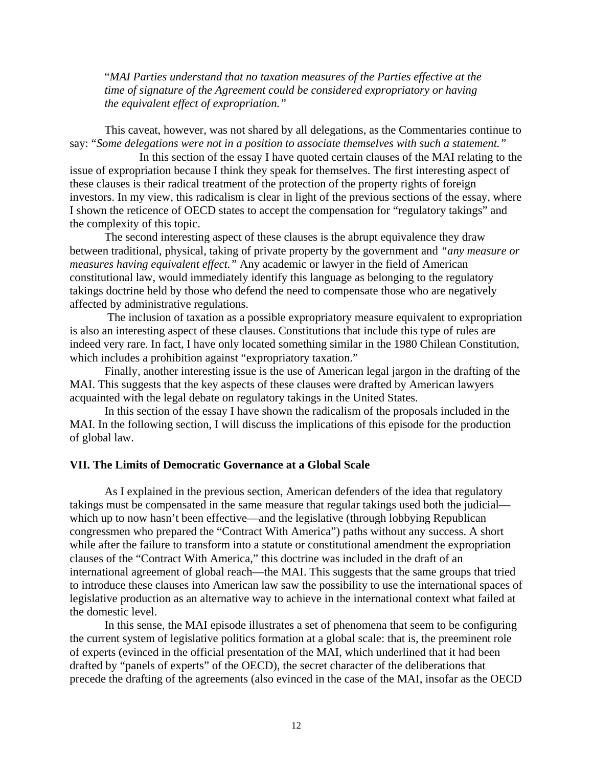> "*MAI Parties understand that no taxation measures of the Parties effective at the time of signature of the Agreement could be considered expropriatory or having the equivalent effect of expropriation.*"

This caveat, however, was not shared by all delegations, as the Commentaries continue to say: "*Some delegations were not in a position to associate themselves with such a statement.*"

In this section of the essay I have quoted certain clauses of the MAI relating to the issue of expropriation because I think they speak for themselves. The first interesting aspect of these clauses is their radical treatment of the protection of the property rights of foreign investors. In my view, this radicalism is clear in light of the previous sections of the essay, where I shown the reticence of OECD states to accept the compensation for "regulatory takings" and the complexity of this topic.

The second interesting aspect of these clauses is the abrupt equivalence they draw between traditional, physical, taking of private property by the government and *"any measure or measures having equivalent effect."* Any academic or lawyer in the field of American constitutional law, would immediately identify this language as belonging to the regulatory takings doctrine held by those who defend the need to compensate those who are negatively affected by administrative regulations.

The inclusion of taxation as a possible expropriatory measure equivalent to expropriation is also an interesting aspect of these clauses. Constitutions that include this type of rules are indeed very rare. In fact, I have only located something similar in the 1980 Chilean Constitution, which includes a prohibition against "expropriatory taxation."

Finally, another interesting issue is the use of American legal jargon in the drafting of the MAI. This suggests that the key aspects of these clauses were drafted by American lawyers acquainted with the legal debate on regulatory takings in the United States.

In this section of the essay I have shown the radicalism of the proposals included in the MAI. In the following section, I will discuss the implications of this episode for the production of global law.

## VII. The Limits of Democratic Governance at a Global Scale

As I explained in the previous section, American defenders of the idea that regulatory takings must be compensated in the same measure that regular takings used both the judicial—which up to now hasn't been effective—and the legislative (through lobbying Republican congressmen who prepared the "Contract With America") paths without any success. A short while after the failure to transform into a statute or constitutional amendment the expropriation clauses of the "Contract With America," this doctrine was included in the draft of an international agreement of global reach—the MAI. This suggests that the same groups that tried to introduce these clauses into American law saw the possibility to use the international spaces of legislative production as an alternative way to achieve in the international context what failed at the domestic level.

In this sense, the MAI episode illustrates a set of phenomena that seem to be configuring the current system of legislative politics formation at a global scale: that is, the preeminent role of experts (evinced in the official presentation of the MAI, which underlined that it had been drafted by "panels of experts" of the OECD), the secret character of the deliberations that precede the drafting of the agreements (also evinced in the case of the MAI, insofar as the OECD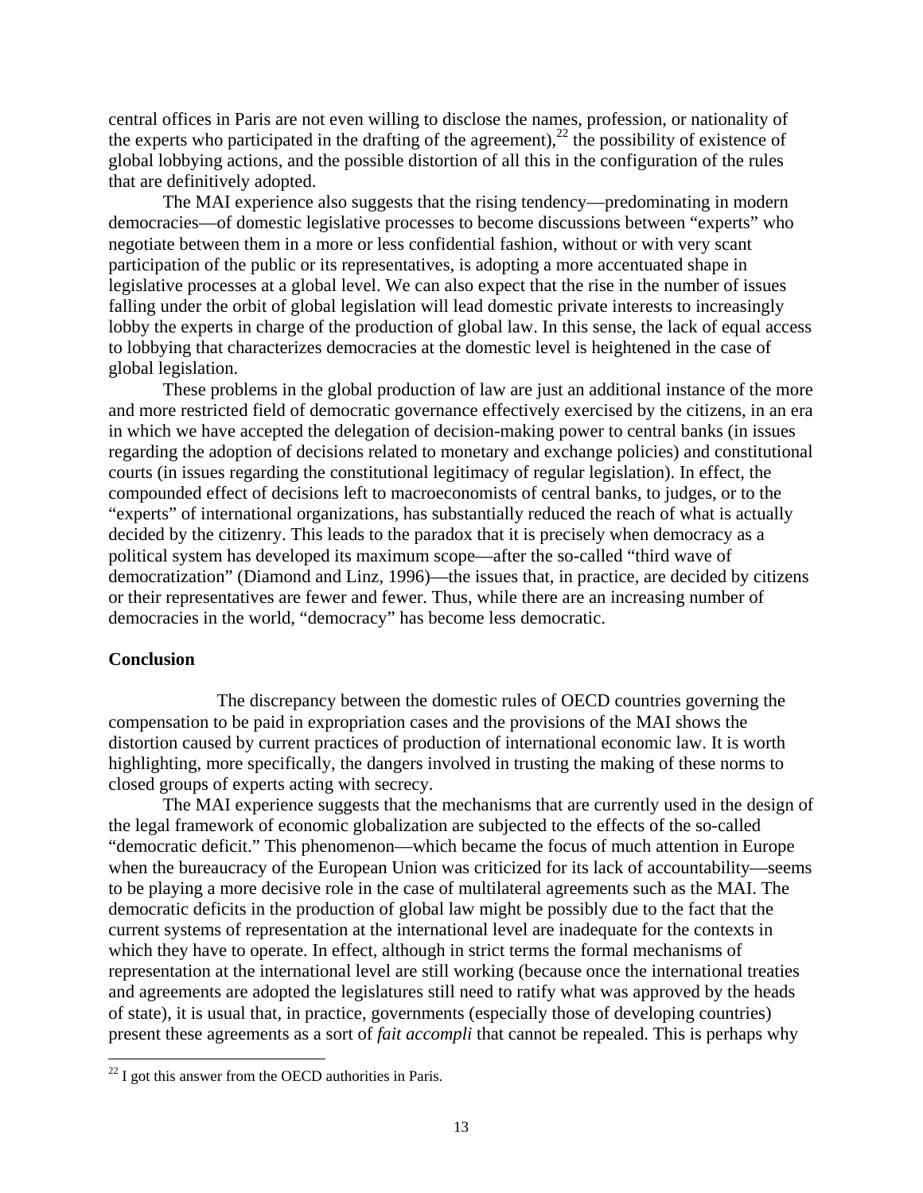central offices in Paris are not even willing to disclose the names, profession, or nationality of the experts who participated in the drafting of the agreement),[22] the possibility of existence of global lobbying actions, and the possible distortion of all this in the configuration of the rules that are definitively adopted.

The MAI experience also suggests that the rising tendency—predominating in modern democracies—of domestic legislative processes to become discussions between "experts" who negotiate between them in a more or less confidential fashion, without or with very scant participation of the public or its representatives, is adopting a more accentuated shape in legislative processes at a global level. We can also expect that the rise in the number of issues falling under the orbit of global legislation will lead domestic private interests to increasingly lobby the experts in charge of the production of global law. In this sense, the lack of equal access to lobbying that characterizes democracies at the domestic level is heightened in the case of global legislation.

These problems in the global production of law are just an additional instance of the more and more restricted field of democratic governance effectively exercised by the citizens, in an era in which we have accepted the delegation of decision-making power to central banks (in issues regarding the adoption of decisions related to monetary and exchange policies) and constitutional courts (in issues regarding the constitutional legitimacy of regular legislation). In effect, the compounded effect of decisions left to macroeconomists of central banks, to judges, or to the "experts" of international organizations, has substantially reduced the reach of what is actually decided by the citizenry. This leads to the paradox that it is precisely when democracy as a political system has developed its maximum scope—after the so-called "third wave of democratization" (Diamond and Linz, 1996)—the issues that, in practice, are decided by citizens or their representatives are fewer and fewer. Thus, while there are an increasing number of democracies in the world, "democracy" has become less democratic.

**Conclusion**

The discrepancy between the domestic rules of OECD countries governing the compensation to be paid in expropriation cases and the provisions of the MAI shows the distortion caused by current practices of production of international economic law. It is worth highlighting, more specifically, the dangers involved in trusting the making of these norms to closed groups of experts acting with secrecy.

The MAI experience suggests that the mechanisms that are currently used in the design of the legal framework of economic globalization are subjected to the effects of the so-called "democratic deficit." This phenomenon—which became the focus of much attention in Europe when the bureaucracy of the European Union was criticized for its lack of accountability—seems to be playing a more decisive role in the case of multilateral agreements such as the MAI. The democratic deficits in the production of global law might be possibly due to the fact that the current systems of representation at the international level are inadequate for the contexts in which they have to operate. In effect, although in strict terms the formal mechanisms of representation at the international level are still working (because once the international treaties and agreements are adopted the legislatures still need to ratify what was approved by the heads of state), it is usual that, in practice, governments (especially those of developing countries) present these agreements as a sort of *fait accompli* that cannot be repealed. This is perhaps why

[22] I got this answer from the OECD authorities in Paris.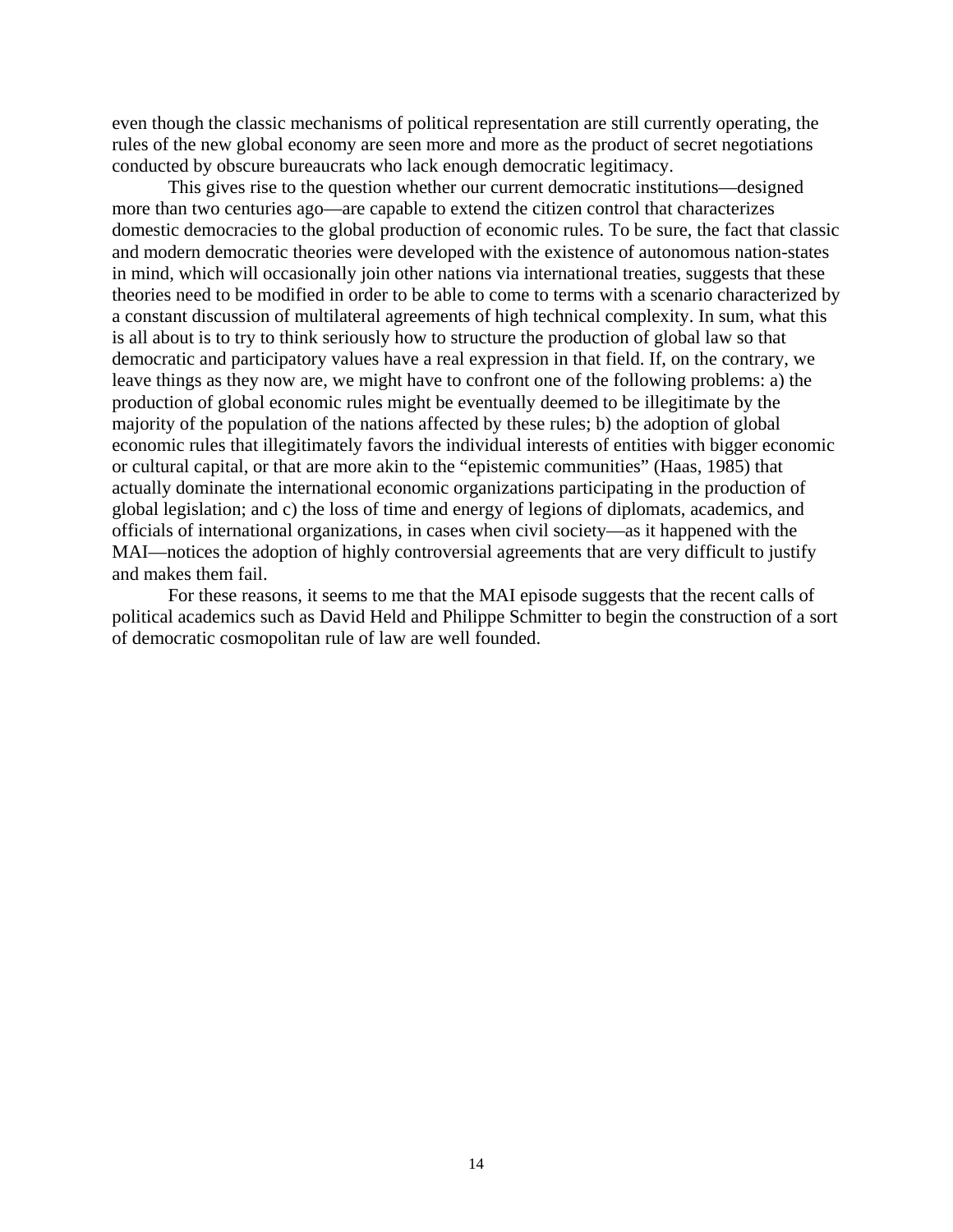even though the classic mechanisms of political representation are still currently operating, the rules of the new global economy are seen more and more as the product of secret negotiations conducted by obscure bureaucrats who lack enough democratic legitimacy.

This gives rise to the question whether our current democratic institutions—designed more than two centuries ago—are capable to extend the citizen control that characterizes domestic democracies to the global production of economic rules. To be sure, the fact that classic and modern democratic theories were developed with the existence of autonomous nation-states in mind, which will occasionally join other nations via international treaties, suggests that these theories need to be modified in order to be able to come to terms with a scenario characterized by a constant discussion of multilateral agreements of high technical complexity. In sum, what this is all about is to try to think seriously how to structure the production of global law so that democratic and participatory values have a real expression in that field. If, on the contrary, we leave things as they now are, we might have to confront one of the following problems: a) the production of global economic rules might be eventually deemed to be illegitimate by the majority of the population of the nations affected by these rules; b) the adoption of global economic rules that illegitimately favors the individual interests of entities with bigger economic or cultural capital, or that are more akin to the "epistemic communities" (Haas, 1985) that actually dominate the international economic organizations participating in the production of global legislation; and c) the loss of time and energy of legions of diplomats, academics, and officials of international organizations, in cases when civil society—as it happened with the MAI—notices the adoption of highly controversial agreements that are very difficult to justify and makes them fail.

For these reasons, it seems to me that the MAI episode suggests that the recent calls of political academics such as David Held and Philippe Schmitter to begin the construction of a sort of democratic cosmopolitan rule of law are well founded.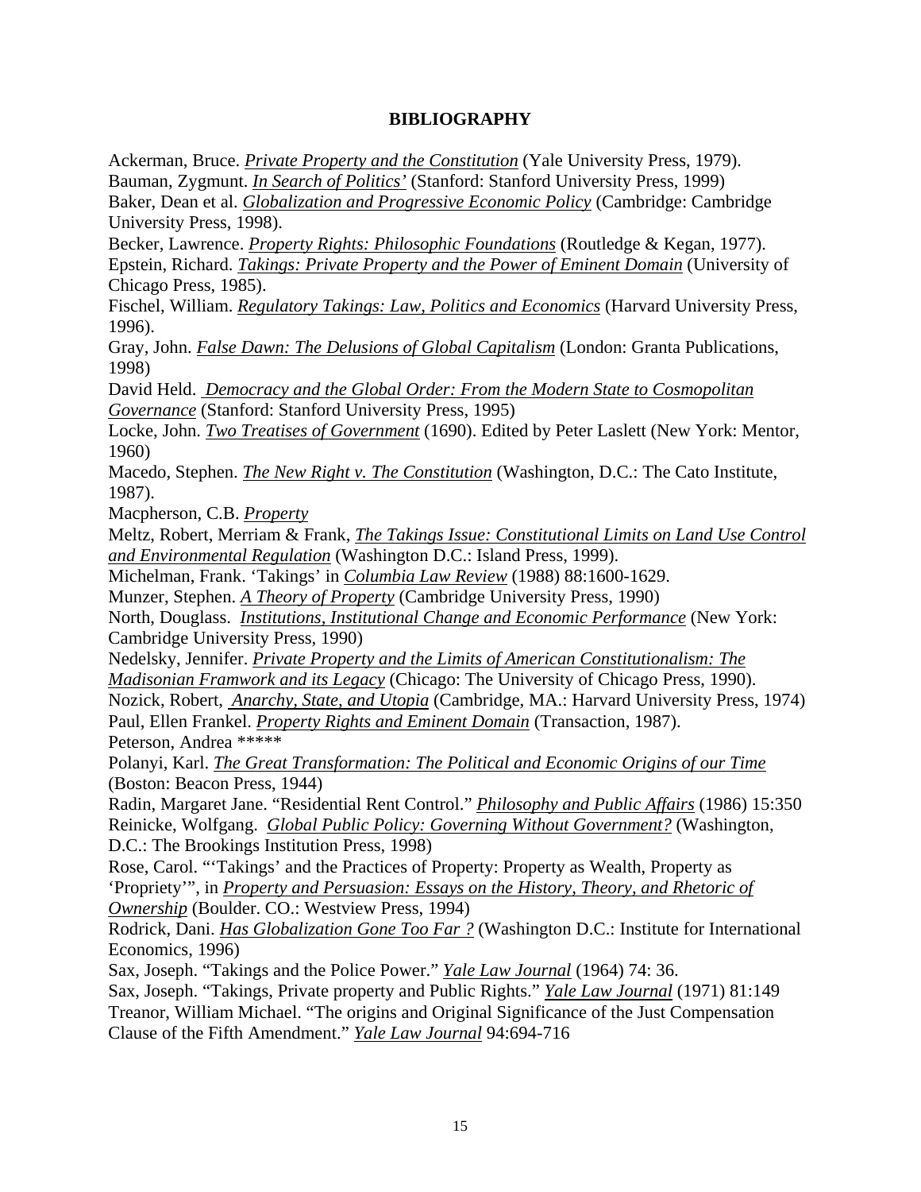## BIBLIOGRAPHY

Ackerman, Bruce. *Private Property and the Constitution* (Yale University Press, 1979).
Bauman, Zygmunt. *In Search of Politics'* (Stanford: Stanford University Press, 1999)
Baker, Dean et al. *Globalization and Progressive Economic Policy* (Cambridge: Cambridge University Press, 1998).
Becker, Lawrence. *Property Rights: Philosophic Foundations* (Routledge & Kegan, 1977).
Epstein, Richard. *Takings: Private Property and the Power of Eminent Domain* (University of Chicago Press, 1985).
Fischel, William. *Regulatory Takings: Law, Politics and Economics* (Harvard University Press, 1996).
Gray, John. *False Dawn: The Delusions of Global Capitalism* (London: Granta Publications, 1998)
David Held. *Democracy and the Global Order: From the Modern State to Cosmopolitan Governance* (Stanford: Stanford University Press, 1995)
Locke, John. *Two Treatises of Government* (1690). Edited by Peter Laslett (New York: Mentor, 1960)
Macedo, Stephen. *The New Right v. The Constitution* (Washington, D.C.: The Cato Institute, 1987).
Macpherson, C.B. *Property*
Meltz, Robert, Merriam & Frank, *The Takings Issue: Constitutional Limits on Land Use Control and Environmental Regulation* (Washington D.C.: Island Press, 1999).
Michelman, Frank. 'Takings' in *Columbia Law Review* (1988) 88:1600-1629.
Munzer, Stephen. *A Theory of Property* (Cambridge University Press, 1990)
North, Douglass. *Institutions, Institutional Change and Economic Performance* (New York: Cambridge University Press, 1990)
Nedelsky, Jennifer. *Private Property and the Limits of American Constitutionalism: The Madisonian Framwork and its Legacy* (Chicago: The University of Chicago Press, 1990).
Nozick, Robert, *Anarchy, State, and Utopia* (Cambridge, MA.: Harvard University Press, 1974)
Paul, Ellen Frankel. *Property Rights and Eminent Domain* (Transaction, 1987).
Peterson, Andrea *****
Polanyi, Karl. *The Great Transformation: The Political and Economic Origins of our Time* (Boston: Beacon Press, 1944)
Radin, Margaret Jane. "Residential Rent Control." *Philosophy and Public Affairs* (1986) 15:350
Reinicke, Wolfgang. *Global Public Policy: Governing Without Government?* (Washington, D.C.: The Brookings Institution Press, 1998)
Rose, Carol. "'Takings' and the Practices of Property: Property as Wealth, Property as 'Propriety'", in *Property and Persuasion: Essays on the History, Theory, and Rhetoric of Ownership* (Boulder. CO.: Westview Press, 1994)
Rodrick, Dani. *Has Globalization Gone Too Far ?* (Washington D.C.: Institute for International Economics, 1996)
Sax, Joseph. "Takings and the Police Power." *Yale Law Journal* (1964) 74: 36.
Sax, Joseph. "Takings, Private property and Public Rights." *Yale Law Journal* (1971) 81:149
Treanor, William Michael. "The origins and Original Significance of the Just Compensation Clause of the Fifth Amendment." *Yale Law Journal* 94:694-716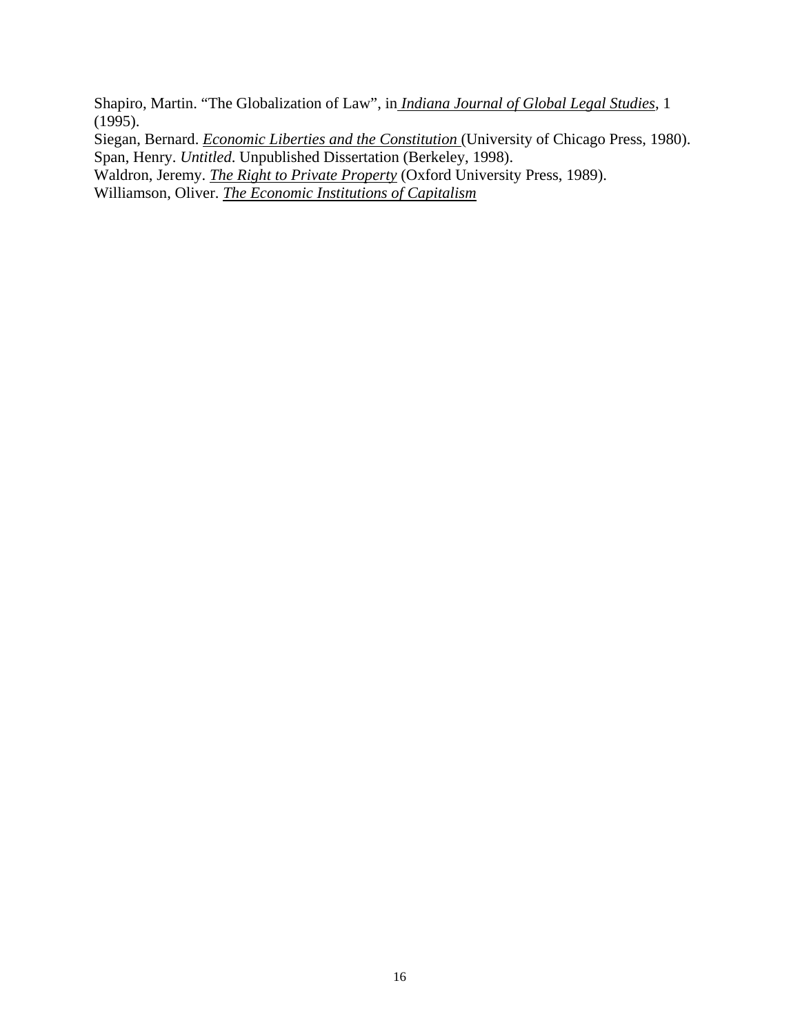Shapiro, Martin. "The Globalization of Law", in *Indiana Journal of Global Legal Studies*, 1 (1995).

Siegan, Bernard. *Economic Liberties and the Constitution* (University of Chicago Press, 1980).

Span, Henry. *Untitled*. Unpublished Dissertation (Berkeley, 1998).

Waldron, Jeremy. *The Right to Private Property* (Oxford University Press, 1989).

Williamson, Oliver. *The Economic Institutions of Capitalism*